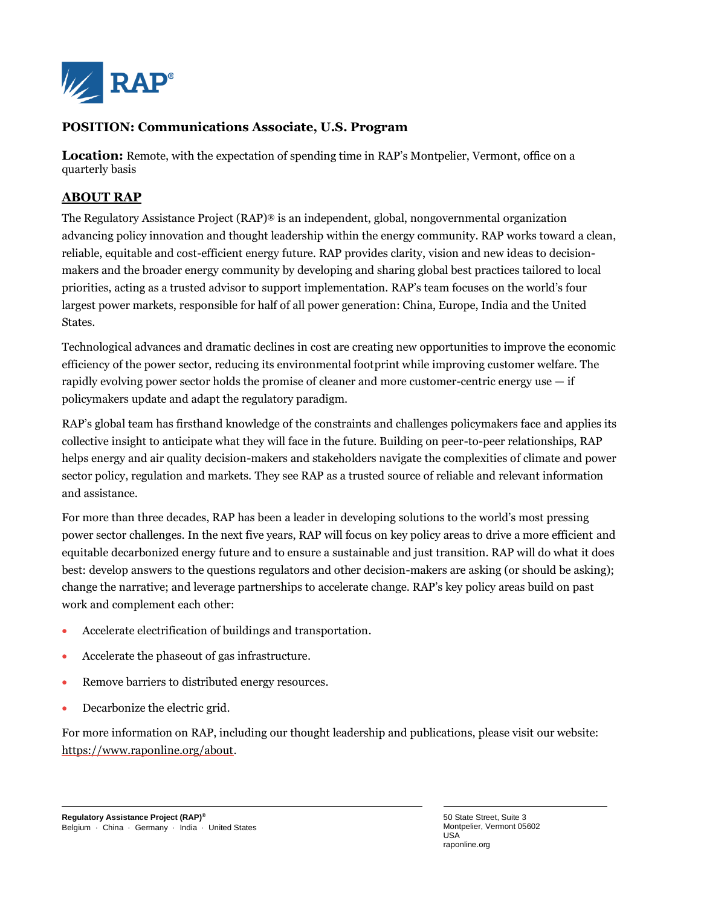# POSITION: Communications Associate, U.S. Program

**Location:** Remote, with the expectation of spending time in RAP's Montpelier, Vermont, office on a quarterly basis

## ABOUT RAP

The Regulatory Assistance Project (RAP)® is an independent, global, nongovernmental organization advancing policy innovation and thought leadership within the energy community. RAP works toward a clean, reliable, equitable and cost-efficient energy future. RAP provides clarity, vision and new ideas to decision-makers and the broader energy community by developing and sharing global best practices tailored to local priorities, acting as a trusted advisor to support implementation. RAP's team focuses on the world's four largest power markets, responsible for half of all power generation: China, Europe, India and the United States.

Technological advances and dramatic declines in cost are creating new opportunities to improve the economic efficiency of the power sector, reducing its environmental footprint while improving customer welfare. The rapidly evolving power sector holds the promise of cleaner and more customer-centric energy use — if policymakers update and adapt the regulatory paradigm.

RAP's global team has firsthand knowledge of the constraints and challenges policymakers face and applies its collective insight to anticipate what they will face in the future. Building on peer-to-peer relationships, RAP helps energy and air quality decision-makers and stakeholders navigate the complexities of climate and power sector policy, regulation and markets. They see RAP as a trusted source of reliable and relevant information and assistance.

For more than three decades, RAP has been a leader in developing solutions to the world's most pressing power sector challenges. In the next five years, RAP will focus on key policy areas to drive a more efficient and equitable decarbonized energy future and to ensure a sustainable and just transition. RAP will do what it does best: develop answers to the questions regulators and other decision-makers are asking (or should be asking); change the narrative; and leverage partnerships to accelerate change. RAP's key policy areas build on past work and complement each other:

- Accelerate electrification of buildings and transportation.
- Accelerate the phaseout of gas infrastructure.
- Remove barriers to distributed energy resources.
- Decarbonize the electric grid.

For more information on RAP, including our thought leadership and publications, please visit our website: https://www.raponline.org/about.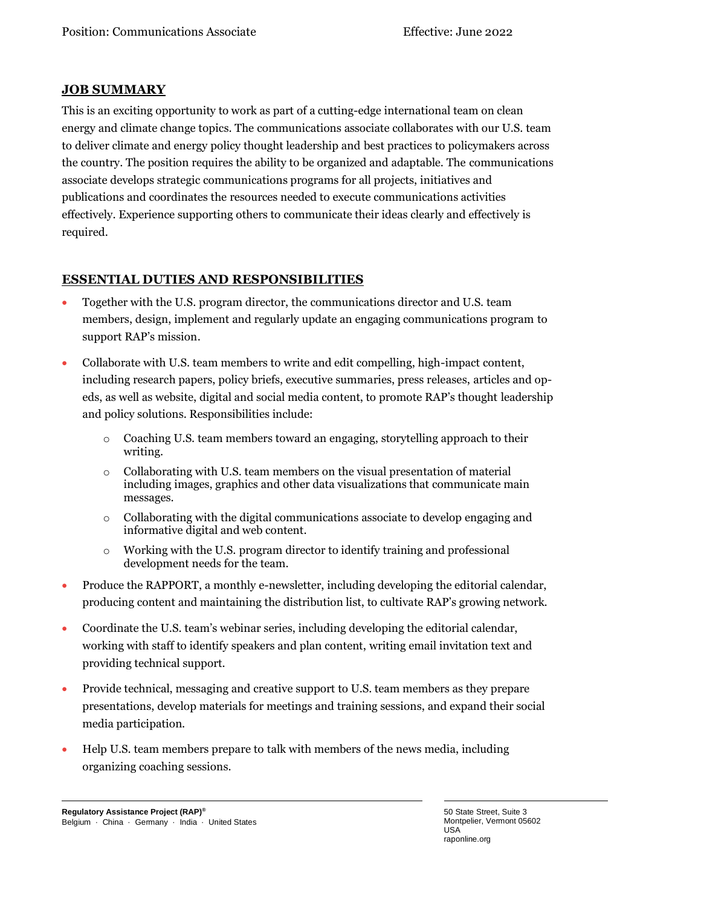## JOB SUMMARY

This is an exciting opportunity to work as part of a cutting-edge international team on clean energy and climate change topics. The communications associate collaborates with our U.S. team to deliver climate and energy policy thought leadership and best practices to policymakers across the country. The position requires the ability to be organized and adaptable. The communications associate develops strategic communications programs for all projects, initiatives and publications and coordinates the resources needed to execute communications activities effectively. Experience supporting others to communicate their ideas clearly and effectively is required.

## ESSENTIAL DUTIES AND RESPONSIBILITIES

- Together with the U.S. program director, the communications director and U.S. team members, design, implement and regularly update an engaging communications program to support RAP's mission.
- Collaborate with U.S. team members to write and edit compelling, high-impact content, including research papers, policy briefs, executive summaries, press releases, articles and op-eds, as well as website, digital and social media content, to promote RAP's thought leadership and policy solutions. Responsibilities include:
  - Coaching U.S. team members toward an engaging, storytelling approach to their writing.
  - Collaborating with U.S. team members on the visual presentation of material including images, graphics and other data visualizations that communicate main messages.
  - Collaborating with the digital communications associate to develop engaging and informative digital and web content.
  - Working with the U.S. program director to identify training and professional development needs for the team.
- Produce the RAPPORT, a monthly e-newsletter, including developing the editorial calendar, producing content and maintaining the distribution list, to cultivate RAP's growing network.
- Coordinate the U.S. team's webinar series, including developing the editorial calendar, working with staff to identify speakers and plan content, writing email invitation text and providing technical support.
- Provide technical, messaging and creative support to U.S. team members as they prepare presentations, develop materials for meetings and training sessions, and expand their social media participation.
- Help U.S. team members prepare to talk with members of the news media, including organizing coaching sessions.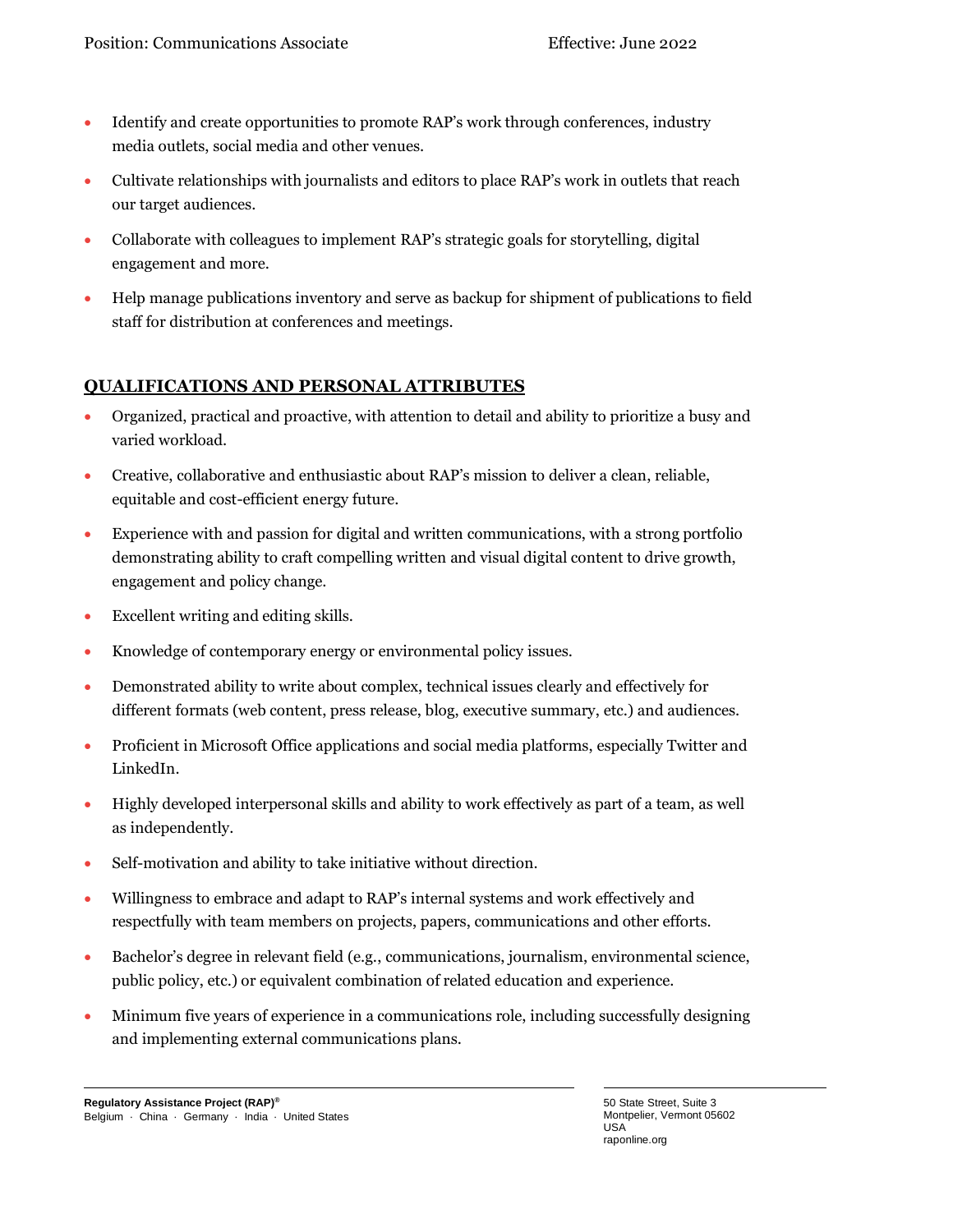- Identify and create opportunities to promote RAP's work through conferences, industry media outlets, social media and other venues.
- Cultivate relationships with journalists and editors to place RAP's work in outlets that reach our target audiences.
- Collaborate with colleagues to implement RAP's strategic goals for storytelling, digital engagement and more.
- Help manage publications inventory and serve as backup for shipment of publications to field staff for distribution at conferences and meetings.

## QUALIFICATIONS AND PERSONAL ATTRIBUTES

- Organized, practical and proactive, with attention to detail and ability to prioritize a busy and varied workload.
- Creative, collaborative and enthusiastic about RAP's mission to deliver a clean, reliable, equitable and cost-efficient energy future.
- Experience with and passion for digital and written communications, with a strong portfolio demonstrating ability to craft compelling written and visual digital content to drive growth, engagement and policy change.
- Excellent writing and editing skills.
- Knowledge of contemporary energy or environmental policy issues.
- Demonstrated ability to write about complex, technical issues clearly and effectively for different formats (web content, press release, blog, executive summary, etc.) and audiences.
- Proficient in Microsoft Office applications and social media platforms, especially Twitter and LinkedIn.
- Highly developed interpersonal skills and ability to work effectively as part of a team, as well as independently.
- Self-motivation and ability to take initiative without direction.
- Willingness to embrace and adapt to RAP's internal systems and work effectively and respectfully with team members on projects, papers, communications and other efforts.
- Bachelor's degree in relevant field (e.g., communications, journalism, environmental science, public policy, etc.) or equivalent combination of related education and experience.
- Minimum five years of experience in a communications role, including successfully designing and implementing external communications plans.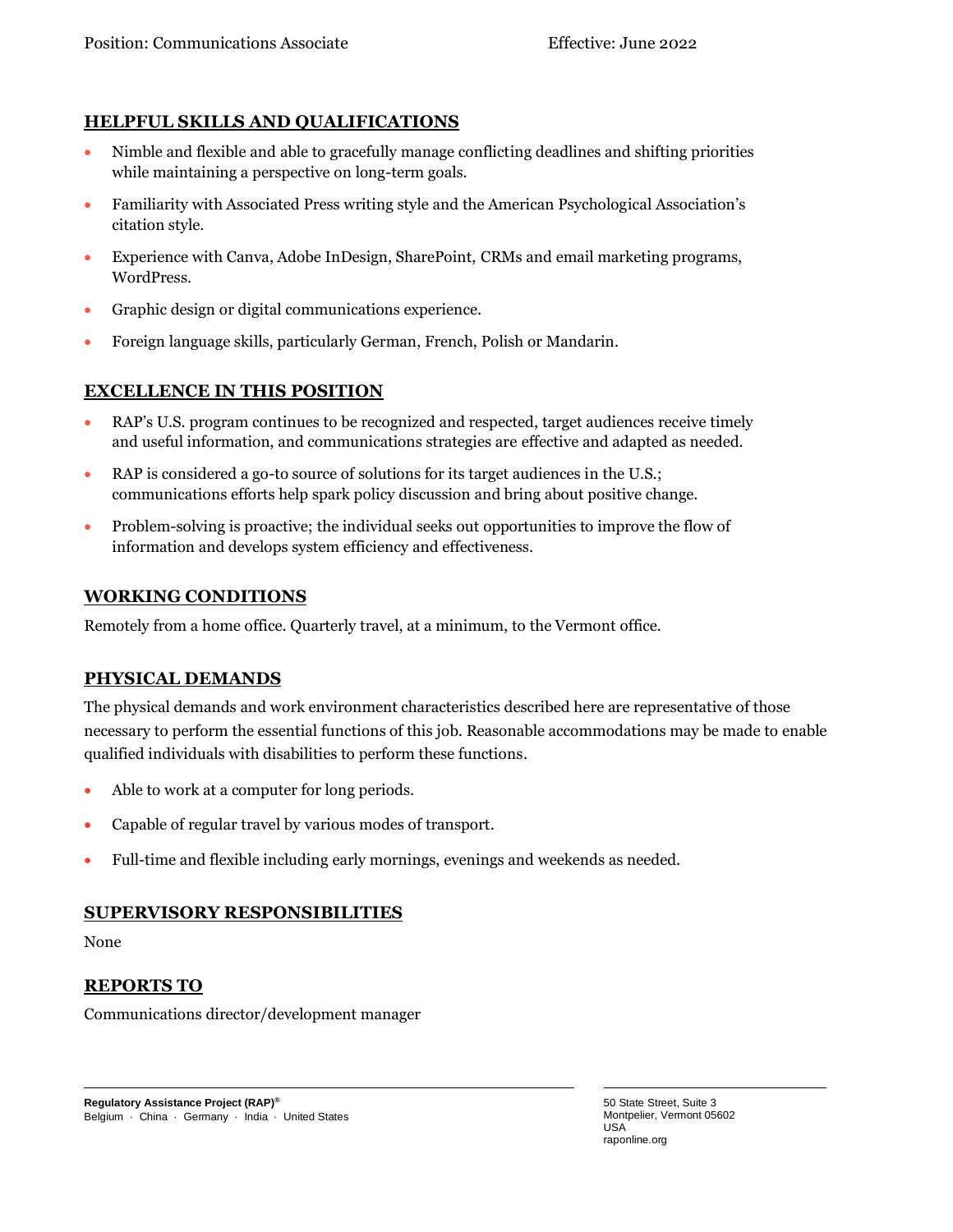## HELPFUL SKILLS AND QUALIFICATIONS

- Nimble and flexible and able to gracefully manage conflicting deadlines and shifting priorities while maintaining a perspective on long-term goals.
- Familiarity with Associated Press writing style and the American Psychological Association's citation style.
- Experience with Canva, Adobe InDesign, SharePoint, CRMs and email marketing programs, WordPress.
- Graphic design or digital communications experience.
- Foreign language skills, particularly German, French, Polish or Mandarin.

## EXCELLENCE IN THIS POSITION

- RAP's U.S. program continues to be recognized and respected, target audiences receive timely and useful information, and communications strategies are effective and adapted as needed.
- RAP is considered a go-to source of solutions for its target audiences in the U.S.; communications efforts help spark policy discussion and bring about positive change.
- Problem-solving is proactive; the individual seeks out opportunities to improve the flow of information and develops system efficiency and effectiveness.

## WORKING CONDITIONS

Remotely from a home office. Quarterly travel, at a minimum, to the Vermont office.

## PHYSICAL DEMANDS

The physical demands and work environment characteristics described here are representative of those necessary to perform the essential functions of this job. Reasonable accommodations may be made to enable qualified individuals with disabilities to perform these functions.

- Able to work at a computer for long periods.
- Capable of regular travel by various modes of transport.
- Full-time and flexible including early mornings, evenings and weekends as needed.

## SUPERVISORY RESPONSIBILITIES

None

## REPORTS TO

Communications director/development manager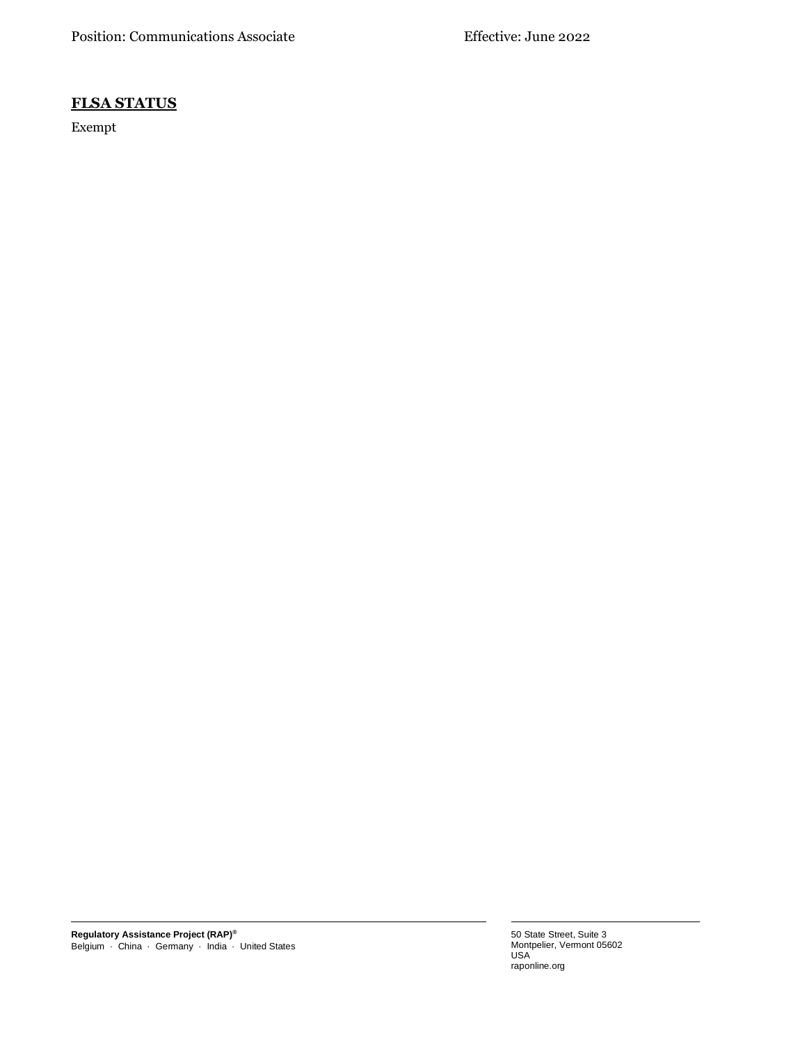## FLSA STATUS

Exempt